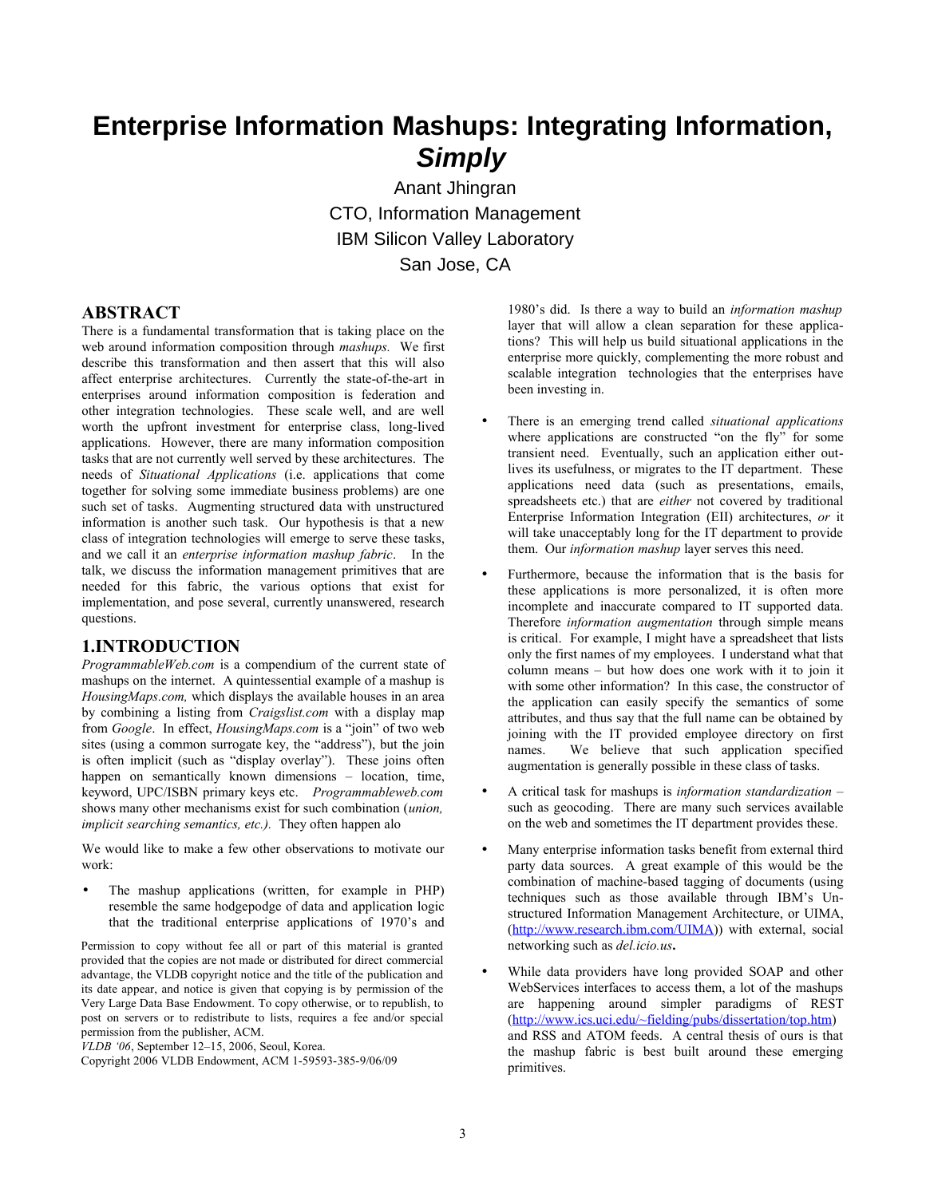# Enterprise Information Mashups: Integrating Information, *Simply*

Anant Jhingran
CTO, Information Management
IBM Silicon Valley Laboratory
San Jose, CA

## ABSTRACT

There is a fundamental transformation that is taking place on the web around information composition through *mashups.* We first describe this transformation and then assert that this will also affect enterprise architectures. Currently the state-of-the-art in enterprises around information composition is federation and other integration technologies. These scale well, and are well worth the upfront investment for enterprise class, long-lived applications. However, there are many information composition tasks that are not currently well served by these architectures. The needs of *Situational Applications* (i.e. applications that come together for solving some immediate business problems) are one such set of tasks. Augmenting structured data with unstructured information is another such task. Our hypothesis is that a new class of integration technologies will emerge to serve these tasks, and we call it an *enterprise information mashup fabric*. In the talk, we discuss the information management primitives that are needed for this fabric, the various options that exist for implementation, and pose several, currently unanswered, research questions.

## 1.INTRODUCTION

*ProgrammableWeb.com* is a compendium of the current state of mashups on the internet. A quintessential example of a mashup is *HousingMaps.com,* which displays the available houses in an area by combining a listing from *Craigslist.com* with a display map from *Google*. In effect, *HousingMaps.com* is a "join" of two web sites (using a common surrogate key, the "address"), but the join is often implicit (such as "display overlay"). These joins often happen on semantically known dimensions – location, time, keyword, UPC/ISBN primary keys etc. *Programmableweb.com* shows many other mechanisms exist for such combination (*union, implicit searching semantics, etc.).* They often happen alo

We would like to make a few other observations to motivate our work:

- The mashup applications (written, for example in PHP) resemble the same hodgepodge of data and application logic that the traditional enterprise applications of 1970's and 1980's did. Is there a way to build an *information mashup* layer that will allow a clean separation for these applications? This will help us build situational applications in the enterprise more quickly, complementing the more robust and scalable integration technologies that the enterprises have been investing in.
- There is an emerging trend called *situational applications* where applications are constructed "on the fly" for some transient need. Eventually, such an application either out-lives its usefulness, or migrates to the IT department. These applications need data (such as presentations, emails, spreadsheets etc.) that are *either* not covered by traditional Enterprise Information Integration (EII) architectures, *or* it will take unacceptably long for the IT department to provide them. Our *information mashup* layer serves this need.
- Furthermore, because the information that is the basis for these applications is more personalized, it is often more incomplete and inaccurate compared to IT supported data. Therefore *information augmentation* through simple means is critical. For example, I might have a spreadsheet that lists only the first names of my employees. I understand what that column means – but how does one work with it to join it with some other information? In this case, the constructor of the application can easily specify the semantics of some attributes, and thus say that the full name can be obtained by joining with the IT provided employee directory on first names. We believe that such application specified augmentation is generally possible in these class of tasks.
- A critical task for mashups is *information standardization* – such as geocoding. There are many such services available on the web and sometimes the IT department provides these.
- Many enterprise information tasks benefit from external third party data sources. A great example of this would be the combination of machine-based tagging of documents (using techniques such as those available through IBM's Unstructured Information Management Architecture, or UIMA, (http://www.research.ibm.com/UIMA)) with external, social networking such as *del.icio.us***.**
- While data providers have long provided SOAP and other WebServices interfaces to access them, a lot of the mashups are happening around simpler paradigms of REST (http://www.ics.uci.edu/~fielding/pubs/dissertation/top.htm) and RSS and ATOM feeds. A central thesis of ours is that the mashup fabric is best built around these emerging primitives.

Permission to copy without fee all or part of this material is granted provided that the copies are not made or distributed for direct commercial advantage, the VLDB copyright notice and the title of the publication and its date appear, and notice is given that copying is by permission of the Very Large Data Base Endowment. To copy otherwise, or to republish, to post on servers or to redistribute to lists, requires a fee and/or special permission from the publisher, ACM.
*VLDB '06*, September 12–15, 2006, Seoul, Korea.
Copyright 2006 VLDB Endowment, ACM 1-59593-385-9/06/09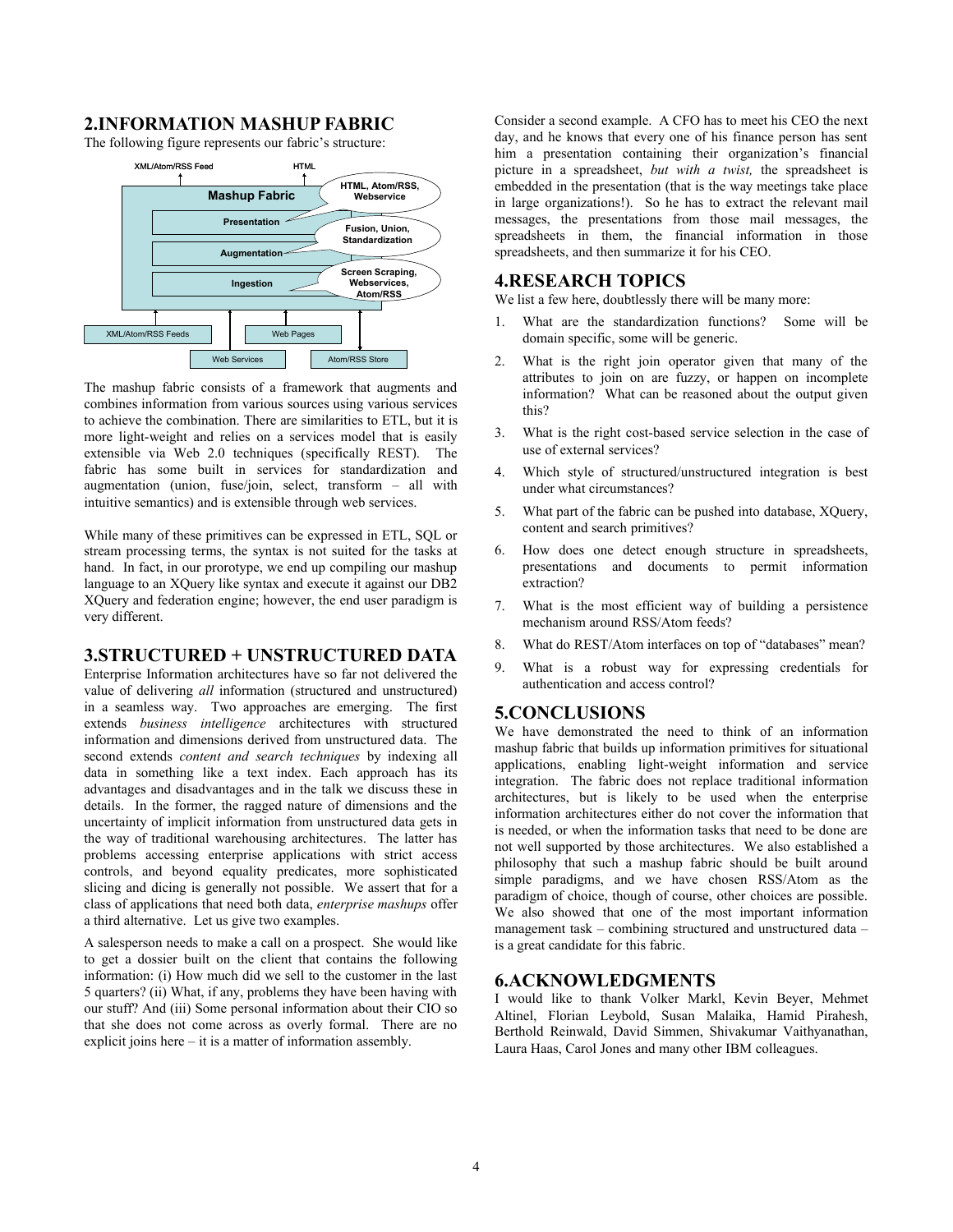## 2.INFORMATION MASHUP FABRIC

The following figure represents our fabric's structure:

XML/Atom/RSS Feed

HTML

Mashup Fabric

HTML, Atom/RSS, Webservice

Presentation

Fusion, Union, Standardization

Augmentation

Screen Scraping, Webservices, Atom/RSS

Ingestion

XML/Atom/RSS Feeds

Web Pages

Web Services

Atom/RSS Store

The mashup fabric consists of a framework that augments and combines information from various sources using various services to achieve the combination. There are similarities to ETL, but it is more light-weight and relies on a services model that is easily extensible via Web 2.0 techniques (specifically REST). The fabric has some built in services for standardization and augmentation (union, fuse/join, select, transform – all with intuitive semantics) and is extensible through web services.

While many of these primitives can be expressed in ETL, SQL or stream processing terms, the syntax is not suited for the tasks at hand. In fact, in our prorotype, we end up compiling our mashup language to an XQuery like syntax and execute it against our DB2 XQuery and federation engine; however, the end user paradigm is very different.

## 3.STRUCTURED + UNSTRUCTURED DATA

Enterprise Information architectures have so far not delivered the value of delivering *all* information (structured and unstructured) in a seamless way. Two approaches are emerging. The first extends *business intelligence* architectures with structured information and dimensions derived from unstructured data. The second extends *content and search techniques* by indexing all data in something like a text index. Each approach has its advantages and disadvantages and in the talk we discuss these in details. In the former, the ragged nature of dimensions and the uncertainty of implicit information from unstructured data gets in the way of traditional warehousing architectures. The latter has problems accessing enterprise applications with strict access controls, and beyond equality predicates, more sophisticated slicing and dicing is generally not possible. We assert that for a class of applications that need both data, *enterprise mashups* offer a third alternative. Let us give two examples.

A salesperson needs to make a call on a prospect. She would like to get a dossier built on the client that contains the following information: (i) How much did we sell to the customer in the last 5 quarters? (ii) What, if any, problems they have been having with our stuff? And (iii) Some personal information about their CIO so that she does not come across as overly formal. There are no explicit joins here – it is a matter of information assembly.

Consider a second example. A CFO has to meet his CEO the next day, and he knows that every one of his finance person has sent him a presentation containing their organization's financial picture in a spreadsheet, *but with a twist,* the spreadsheet is embedded in the presentation (that is the way meetings take place in large organizations!). So he has to extract the relevant mail messages, the presentations from those mail messages, the spreadsheets in them, the financial information in those spreadsheets, and then summarize it for his CEO.

## 4.RESEARCH TOPICS

We list a few here, doubtlessly there will be many more:

1. What are the standardization functions? Some will be domain specific, some will be generic.
2. What is the right join operator given that many of the attributes to join on are fuzzy, or happen on incomplete information? What can be reasoned about the output given this?
3. What is the right cost-based service selection in the case of use of external services?
4. Which style of structured/unstructured integration is best under what circumstances?
5. What part of the fabric can be pushed into database, XQuery, content and search primitives?
6. How does one detect enough structure in spreadsheets, presentations and documents to permit information extraction?
7. What is the most efficient way of building a persistence mechanism around RSS/Atom feeds?
8. What do REST/Atom interfaces on top of "databases" mean?
9. What is a robust way for expressing credentials for authentication and access control?

## 5.CONCLUSIONS

We have demonstrated the need to think of an information mashup fabric that builds up information primitives for situational applications, enabling light-weight information and service integration. The fabric does not replace traditional information architectures, but is likely to be used when the enterprise information architectures either do not cover the information that is needed, or when the information tasks that need to be done are not well supported by those architectures. We also established a philosophy that such a mashup fabric should be built around simple paradigms, and we have chosen RSS/Atom as the paradigm of choice, though of course, other choices are possible. We also showed that one of the most important information management task – combining structured and unstructured data – is a great candidate for this fabric.

## 6.ACKNOWLEDGMENTS

I would like to thank Volker Markl, Kevin Beyer, Mehmet Altinel, Florian Leybold, Susan Malaika, Hamid Pirahesh, Berthold Reinwald, David Simmen, Shivakumar Vaithyanathan, Laura Haas, Carol Jones and many other IBM colleagues.